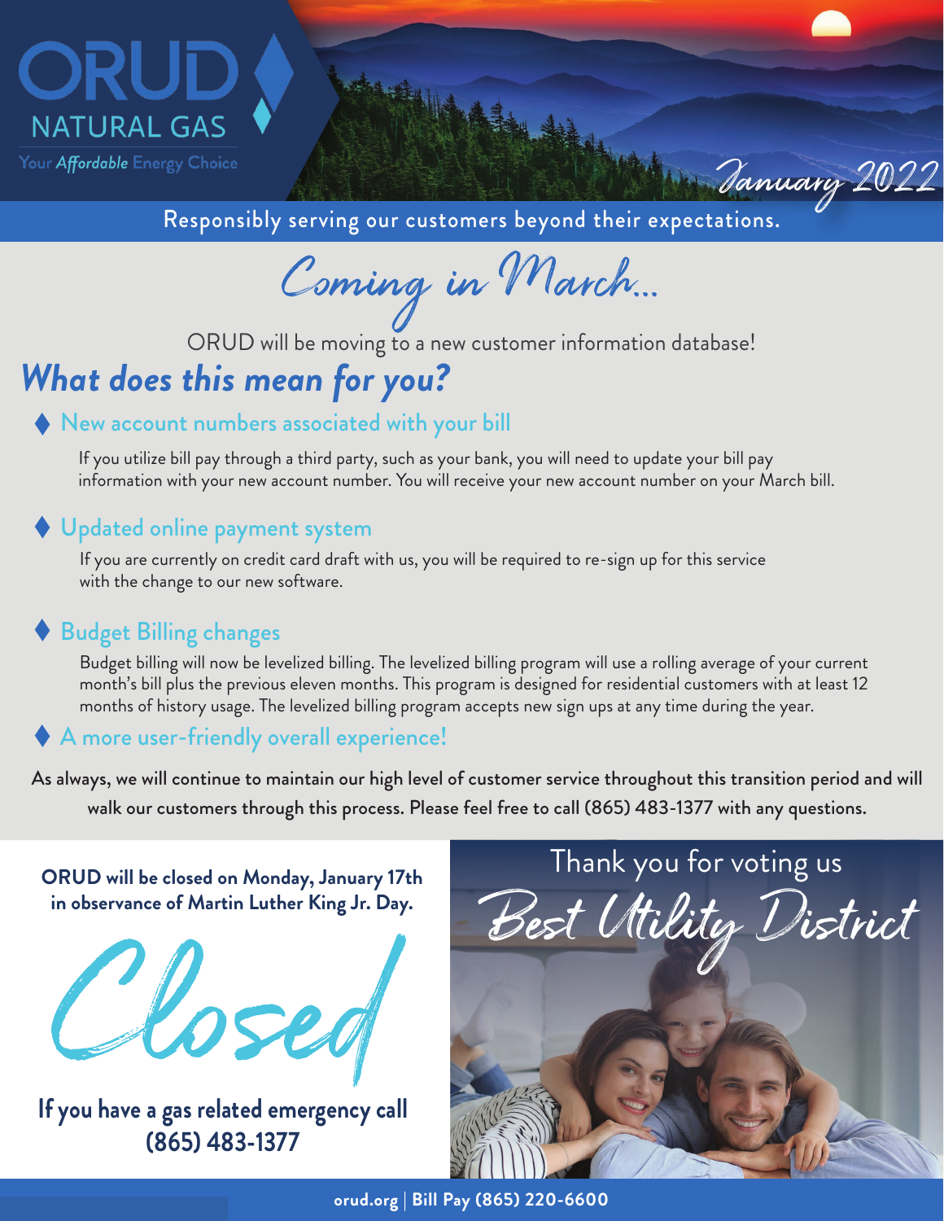# ORUD NATURAL GAS

Your *Affordable* Energy Choice

*January 2022*

Responsibly serving our customers beyond their expectations.

## *Coming in March...*

ORUD will be moving to a new customer information database!

## *What does this mean for you?*

### New account numbers associated with your bill

If you utilize bill pay through a third party, such as your bank, you will need to update your bill pay information with your new account number. You will receive your new account number on your March bill.

### Updated online payment system

If you are currently on credit card draft with us, you will be required to re-sign up for this service with the change to our new software.

### Budget Billing changes

Budget billing will now be levelized billing. The levelized billing program will use a rolling average of your current month's bill plus the previous eleven months. This program is designed for residential customers with at least 12 months of history usage. The levelized billing program accepts new sign ups at any time during the year.

### A more user-friendly overall experience!

**As always, we will continue to maintain our high level of customer service throughout this transition period and will walk our customers through this process. Please feel free to call (865) 483-1377 with any questions.**

**ORUD will be closed on Monday, January 17th in observance of Martin Luther King Jr. Day.**

*Closed*

**If you have a gas related emergency call (865) 483-1377**

Thank you for voting us

*Best Utility District*

**orud.org | Bill Pay (865) 220-6600**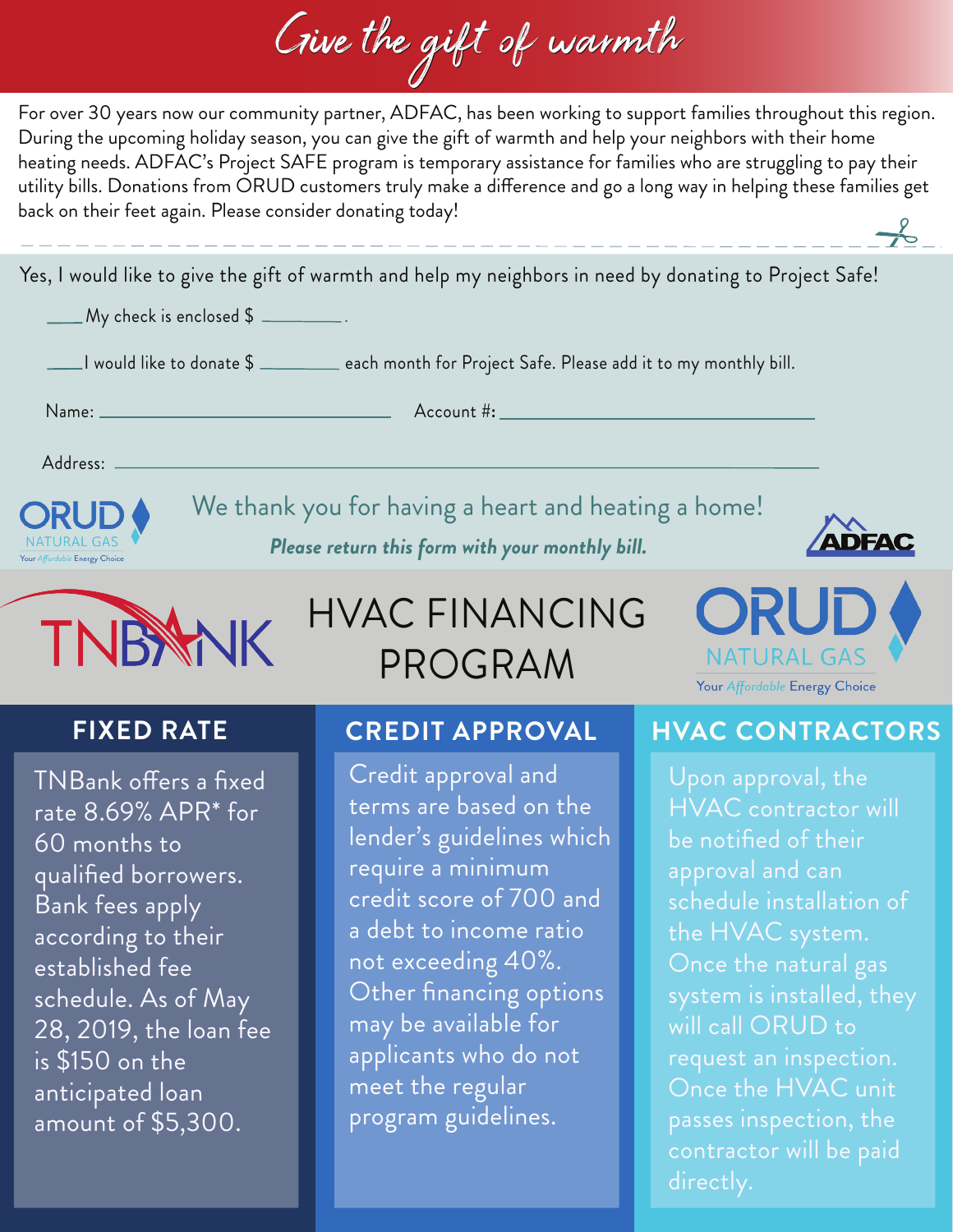# Give the gift of warmth

For over 30 years now our community partner, ADFAC, has been working to support families throughout this region. During the upcoming holiday season, you can give the gift of warmth and help your neighbors with their home heating needs. ADFAC's Project SAFE program is temporary assistance for families who are struggling to pay their utility bills. Donations from ORUD customers truly make a difference and go a long way in helping these families get back on their feet again. Please consider donating today!

---

Yes, I would like to give the gift of warmth and help my neighbors in need by donating to Project Safe!

____ My check is enclosed $ ________.

____ I would like to donate $ ________ each month for Project Safe. Please add it to my monthly bill.

Name: ______________________ Account #: ______________________

Address: ____________________________________________

ORUD NATURAL GAS
Your Affordable Energy Choice

We thank you for having a heart and heating a home!

***Please return this form with your monthly bill.***

ADFAC

## TNBANK HVAC FINANCING PROGRAM

ORUD NATURAL GAS
Your Affordable Energy Choice

### FIXED RATE

TNBank offers a fixed rate 8.69% APR* for 60 months to qualified borrowers. Bank fees apply according to their established fee schedule. As of May 28, 2019, the loan fee is $150 on the anticipated loan amount of $5,300.

### CREDIT APPROVAL

Credit approval and terms are based on the lender's guidelines which require a minimum credit score of 700 and a debt to income ratio not exceeding 40%. Other financing options may be available for applicants who do not meet the regular program guidelines.

### HVAC CONTRACTORS

Upon approval, the HVAC contractor will be notified of their approval and can schedule installation of the HVAC system. Once the natural gas system is installed, they will call ORUD to request an inspection. Once the HVAC unit passes inspection, the contractor will be paid directly.